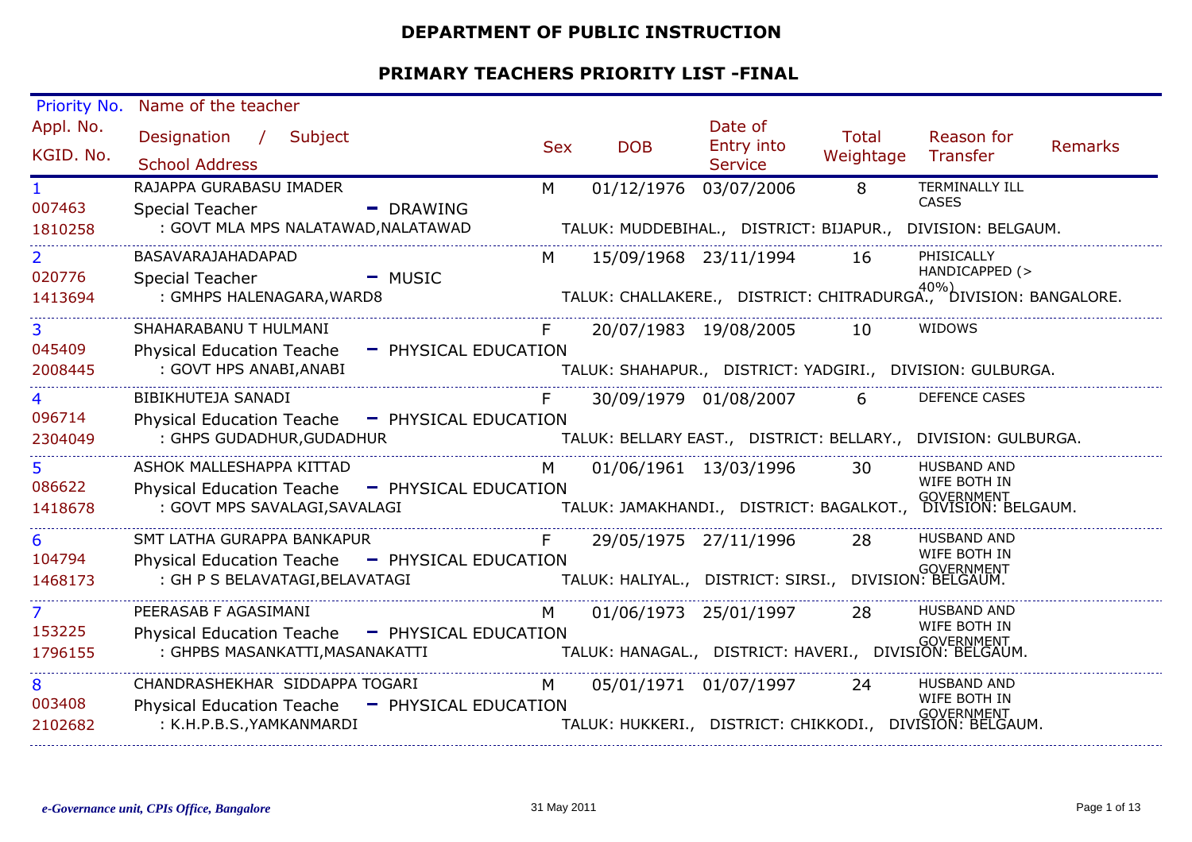# DEPARTMENT OF PUBLIC INSTRUCTION

## PRIMARY TEACHERS PRIORITY LIST -FINAL

| Priority No. / Appl. No. / KGID. No. | Name of the teacher / Designation / Subject / School Address | Sex | DOB | Date of Entry into Service | Total Weightage | Reason for Transfer | Remarks |
|---|---|---|---|---|---|---|---|
| 1<br>007463<br>1810258 | RAJAPPA GURABASU IMADER<br>Special Teacher - DRAWING<br>: GOVT MLA MPS NALATAWAD,NALATAWAD<br>TALUK: MUDDEBIHAL., DISTRICT: BIJAPUR., DIVISION: BELGAUM. | M | 01/12/1976 | 03/07/2006 | 8 | TERMINALLY ILL CASES | |
| 2<br>020776<br>1413694 | BASAVARAJAHADAPAD<br>Special Teacher - MUSIC<br>: GMHPS HALENAGARA,WARD8<br>TALUK: CHALLAKERE., DISTRICT: CHITRADURGA., DIVISION: BANGALORE. | M | 15/09/1968 | 23/11/1994 | 16 | PHISICALLY HANDICAPPED (> 40%) | |
| 3<br>045409<br>2008445 | SHAHARABANU T HULMANI<br>Physical Education Teache - PHYSICAL EDUCATION<br>: GOVT HPS ANABI,ANABI<br>TALUK: SHAHAPUR., DISTRICT: YADGIRI., DIVISION: GULBURGA. | F | 20/07/1983 | 19/08/2005 | 10 | WIDOWS | |
| 4<br>096714<br>2304049 | BIBIKHUTEJA SANADI<br>Physical Education Teache - PHYSICAL EDUCATION<br>: GHPS GUDADHUR,GUDADHUR<br>TALUK: BELLARY EAST., DISTRICT: BELLARY., DIVISION: GULBURGA. | F | 30/09/1979 | 01/08/2007 | 6 | DEFENCE CASES | |
| 5<br>086622<br>1418678 | ASHOK MALLESHAPPA KITTAD<br>Physical Education Teache - PHYSICAL EDUCATION<br>: GOVT MPS SAVALAGI,SAVALAGI<br>TALUK: JAMAKHANDI., DISTRICT: BAGALKOT., DIVISION: BELGAUM. | M | 01/06/1961 | 13/03/1996 | 30 | HUSBAND AND WIFE BOTH IN GOVERNMENT | |
| 6<br>104794<br>1468173 | SMT LATHA GURAPPA BANKAPUR<br>Physical Education Teache - PHYSICAL EDUCATION<br>: GH P S BELAVATAGI,BELAVATAGI<br>TALUK: HALIYAL., DISTRICT: SIRSI., DIVISION: BELGAUM. | F | 29/05/1975 | 27/11/1996 | 28 | HUSBAND AND WIFE BOTH IN GOVERNMENT | |
| 7<br>153225<br>1796155 | PEERASAB F AGASIMANI<br>Physical Education Teache - PHYSICAL EDUCATION<br>: GHPBS MASANKATTI,MASANAKATTI<br>TALUK: HANAGAL., DISTRICT: HAVERI., DIVISION: BELGAUM. | M | 01/06/1973 | 25/01/1997 | 28 | HUSBAND AND WIFE BOTH IN GOVERNMENT | |
| 8<br>003408<br>2102682 | CHANDRASHEKHAR SIDDAPPA TOGARI<br>Physical Education Teache - PHYSICAL EDUCATION<br>: K.H.P.B.S.,YAMKANMARDI<br>TALUK: HUKKERI., DISTRICT: CHIKKODI., DIVISION: BELGAUM. | M | 05/01/1971 | 01/07/1997 | 24 | HUSBAND AND WIFE BOTH IN GOVERNMENT | |

*e-Governance unit, CPIs Office, Bangalore* 31 May 2011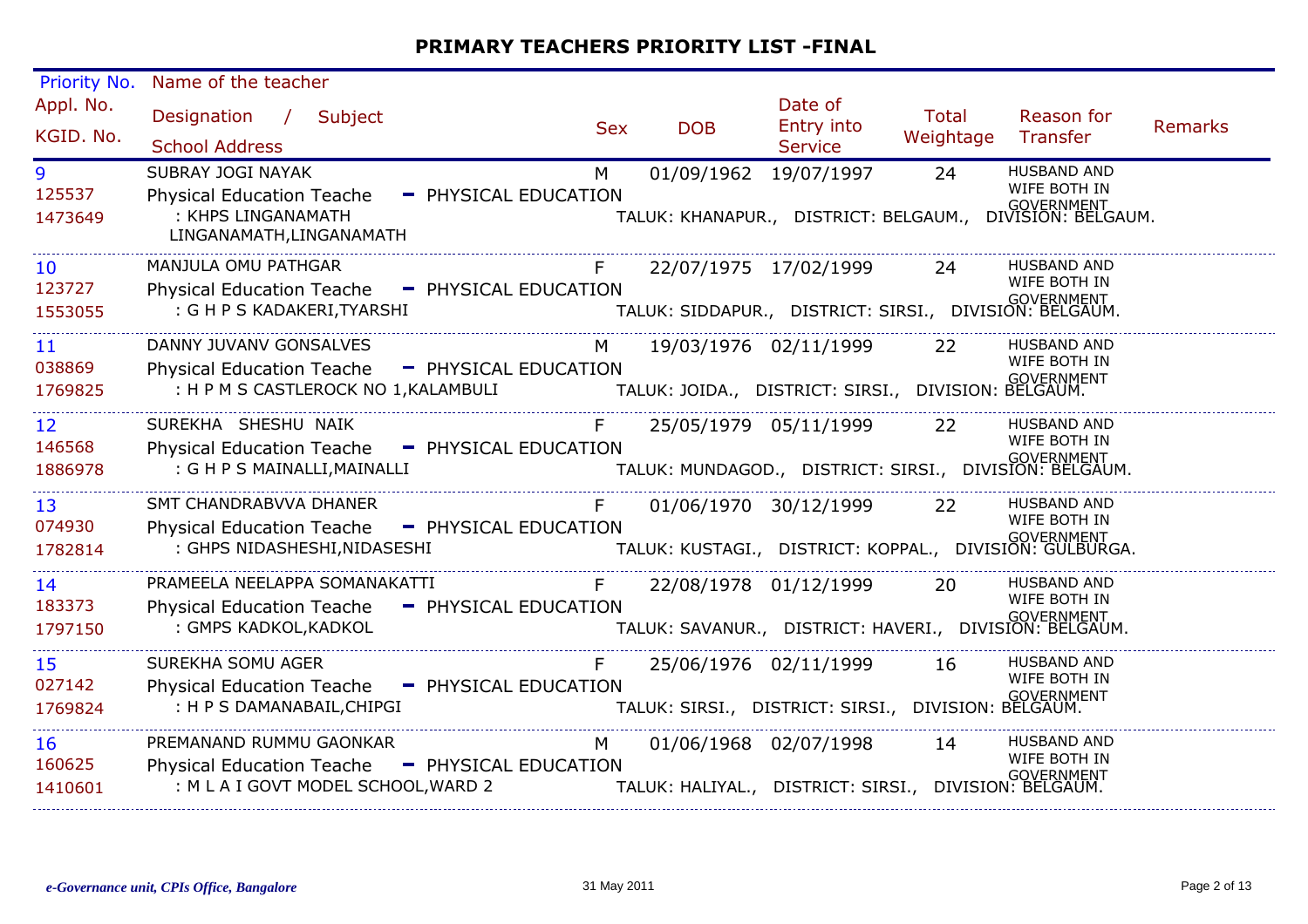## PRIMARY TEACHERS PRIORITY LIST -FINAL

| Priority No. / Appl. No. / KGID. No. | Name of the teacher / Designation / Subject / School Address | Sex | DOB | Date of Entry into Service | Total Weightage | Reason for Transfer | Remarks |
|---|---|---|---|---|---|---|---|
| 9<br>125537<br>1473649 | SUBRAY JOGI NAYAK<br>Physical Education Teache - PHYSICAL EDUCATION<br>: KHPS LINGANAMATH LINGANAMATH,LINGANAMATH<br>TALUK: KHANAPUR., DISTRICT: BELGAUM., DIVISION: BELGAUM. | M | 01/09/1962 | 19/07/1997 | 24 | HUSBAND AND WIFE BOTH IN GOVERNMENT | |
| 10<br>123727<br>1553055 | MANJULA OMU PATHGAR<br>Physical Education Teache - PHYSICAL EDUCATION<br>: G H P S KADAKERI,TYARSHI<br>TALUK: SIDDAPUR., DISTRICT: SIRSI., DIVISION: BELGAUM. | F | 22/07/1975 | 17/02/1999 | 24 | HUSBAND AND WIFE BOTH IN GOVERNMENT | |
| 11<br>038869<br>1769825 | DANNY JUVANV GONSALVES<br>Physical Education Teache - PHYSICAL EDUCATION<br>: H P M S CASTLEROCK NO 1,KALAMBULI<br>TALUK: JOIDA., DISTRICT: SIRSI., DIVISION: BELGAUM. | M | 19/03/1976 | 02/11/1999 | 22 | HUSBAND AND WIFE BOTH IN GOVERNMENT | |
| 12<br>146568<br>1886978 | SUREKHA SHESHU NAIK<br>Physical Education Teache - PHYSICAL EDUCATION<br>: G H P S MAINALLI,MAINALLI<br>TALUK: MUNDAGOD., DISTRICT: SIRSI., DIVISION: BELGAUM. | F | 25/05/1979 | 05/11/1999 | 22 | HUSBAND AND WIFE BOTH IN GOVERNMENT | |
| 13<br>074930<br>1782814 | SMT CHANDRABVVA DHANER<br>Physical Education Teache - PHYSICAL EDUCATION<br>: GHPS NIDASHESHI,NIDASESHI<br>TALUK: KUSTAGI., DISTRICT: KOPPAL., DIVISION: GULBURGA. | F | 01/06/1970 | 30/12/1999 | 22 | HUSBAND AND WIFE BOTH IN GOVERNMENT | |
| 14<br>183373<br>1797150 | PRAMEELA NEELAPPA SOMANAKATTI<br>Physical Education Teache - PHYSICAL EDUCATION<br>: GMPS KADKOL,KADKOL<br>TALUK: SAVANUR., DISTRICT: HAVERI., DIVISION: BELGAUM. | F | 22/08/1978 | 01/12/1999 | 20 | HUSBAND AND WIFE BOTH IN GOVERNMENT | |
| 15<br>027142<br>1769824 | SUREKHA SOMU AGER<br>Physical Education Teache - PHYSICAL EDUCATION<br>: H P S DAMANABAIL,CHIPGI<br>TALUK: SIRSI., DISTRICT: SIRSI., DIVISION: BELGAUM. | F | 25/06/1976 | 02/11/1999 | 16 | HUSBAND AND WIFE BOTH IN GOVERNMENT | |
| 16<br>160625<br>1410601 | PREMANAND RUMMU GAONKAR<br>Physical Education Teache - PHYSICAL EDUCATION<br>: M L A I GOVT MODEL SCHOOL,WARD 2<br>TALUK: HALIYAL., DISTRICT: SIRSI., DIVISION: BELGAUM. | M | 01/06/1968 | 02/07/1998 | 14 | HUSBAND AND WIFE BOTH IN GOVERNMENT | |

*e-Governance unit, CPIs Office, Bangalore* 31 May 2011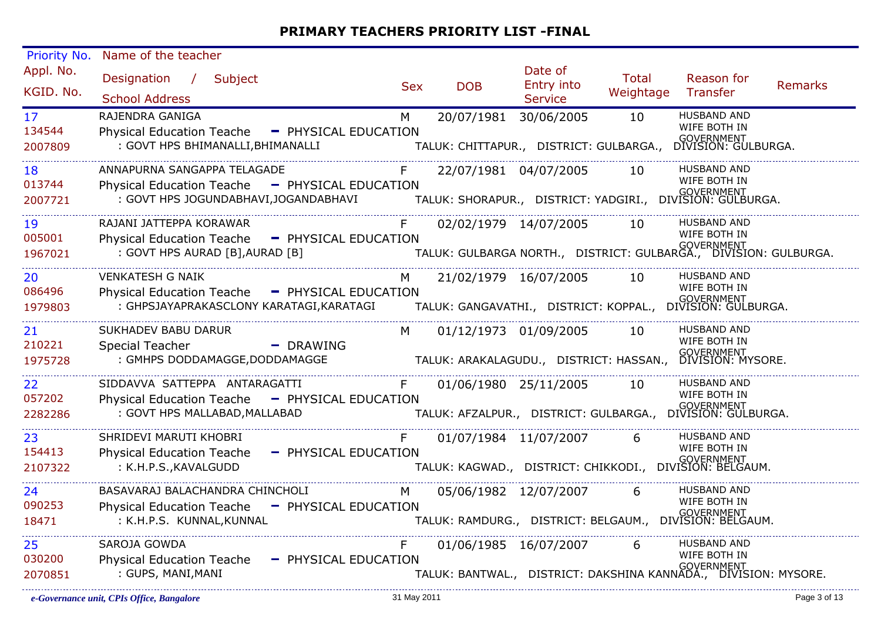# PRIMARY TEACHERS PRIORITY LIST -FINAL

| Priority No. / Appl. No. / KGID. No. | Name of the teacher / Designation / Subject / School Address | Sex | DOB | Date of Entry into Service | Total Weightage | Reason for Transfer | Remarks |
|---|---|---|---|---|---|---|---|
| 17<br>134544<br>2007809 | RAJENDRA GANIGA<br>Physical Education Teache - PHYSICAL EDUCATION<br>: GOVT HPS BHIMANALLI,BHIMANALLI<br>TALUK: CHITTAPUR., DISTRICT: GULBARGA., DIVISION: GULBURGA. | M | 20/07/1981 | 30/06/2005 | 10 | HUSBAND AND WIFE BOTH IN GOVERNMENT | |
| 18<br>013744<br>2007721 | ANNAPURNA SANGAPPA TELAGADE<br>Physical Education Teache - PHYSICAL EDUCATION<br>: GOVT HPS JOGUNDABHAVI,JOGANDABHAVI<br>TALUK: SHORAPUR., DISTRICT: YADGIRI., DIVISION: GULBURGA. | F | 22/07/1981 | 04/07/2005 | 10 | HUSBAND AND WIFE BOTH IN GOVERNMENT | |
| 19<br>005001<br>1967021 | RAJANI JATTEPPA KORAWAR<br>Physical Education Teache - PHYSICAL EDUCATION<br>: GOVT HPS AURAD [B],AURAD [B]<br>TALUK: GULBARGA NORTH., DISTRICT: GULBARGA., DIVISION: GULBURGA. | F | 02/02/1979 | 14/07/2005 | 10 | HUSBAND AND WIFE BOTH IN GOVERNMENT | |
| 20<br>086496<br>1979803 | VENKATESH G NAIK<br>Physical Education Teache - PHYSICAL EDUCATION<br>: GHPSJAYAPRAKASCLONY KARATAGI,KARATAGI<br>TALUK: GANGAVATHI., DISTRICT: KOPPAL., DIVISION: GULBURGA. | M | 21/02/1979 | 16/07/2005 | 10 | HUSBAND AND WIFE BOTH IN GOVERNMENT | |
| 21<br>210221<br>1975728 | SUKHADEV BABU DARUR<br>Special Teacher - DRAWING<br>: GMHPS DODDAMAGGE,DODDAMAGGE<br>TALUK: ARAKALAGUDU., DISTRICT: HASSAN., DIVISION: MYSORE. | M | 01/12/1973 | 01/09/2005 | 10 | HUSBAND AND WIFE BOTH IN GOVERNMENT | |
| 22<br>057202<br>2282286 | SIDDAVVA SATTEPPA ANTARAGATTI<br>Physical Education Teache - PHYSICAL EDUCATION<br>: GOVT HPS MALLABAD,MALLABAD<br>TALUK: AFZALPUR., DISTRICT: GULBARGA., DIVISION: GULBURGA. | F | 01/06/1980 | 25/11/2005 | 10 | HUSBAND AND WIFE BOTH IN GOVERNMENT | |
| 23<br>154413<br>2107322 | SHRIDEVI MARUTI KHOBRI<br>Physical Education Teache - PHYSICAL EDUCATION<br>: K.H.P.S.,KAVALGUDD<br>TALUK: KAGWAD., DISTRICT: CHIKKODI., DIVISION: BELGAUM. | F | 01/07/1984 | 11/07/2007 | 6 | HUSBAND AND WIFE BOTH IN GOVERNMENT | |
| 24<br>090253<br>18471 | BASAVARAJ BALACHANDRA CHINCHOLI<br>Physical Education Teache - PHYSICAL EDUCATION<br>: K.H.P.S. KUNNAL,KUNNAL<br>TALUK: RAMDURG., DISTRICT: BELGAUM., DIVISION: BELGAUM. | M | 05/06/1982 | 12/07/2007 | 6 | HUSBAND AND WIFE BOTH IN GOVERNMENT | |
| 25<br>030200<br>2070851 | SAROJA GOWDA<br>Physical Education Teache - PHYSICAL EDUCATION<br>: GUPS, MANI,MANI<br>TALUK: BANTWAL., DISTRICT: DAKSHINA KANNADA., DIVISION: MYSORE. | F | 01/06/1985 | 16/07/2007 | 6 | HUSBAND AND WIFE BOTH IN GOVERNMENT | |

*e-Governance unit, CPIs Office, Bangalore* 31 May 2011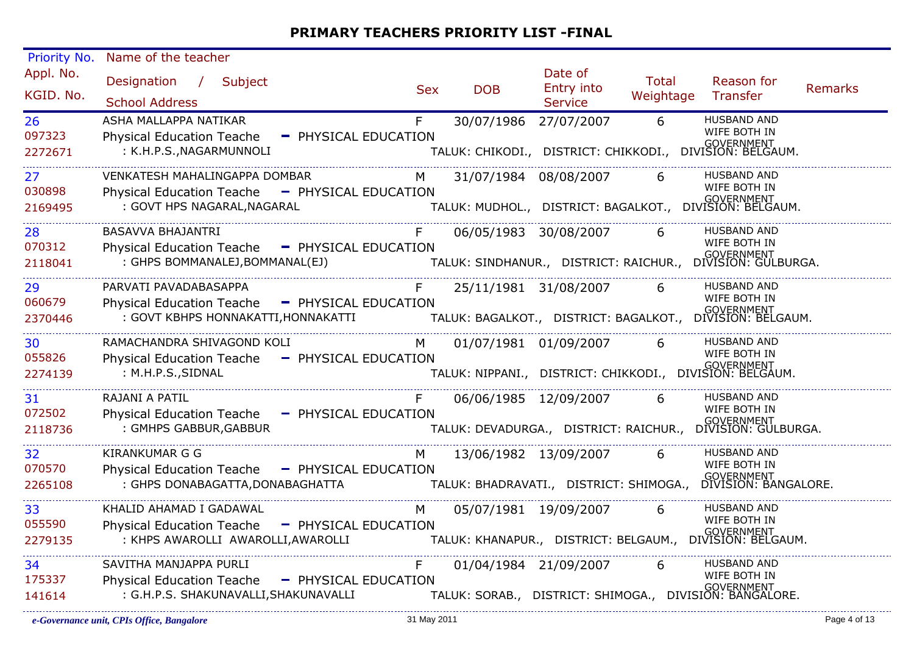# PRIMARY TEACHERS PRIORITY LIST -FINAL

| Priority No. / Appl. No. / KGID. No. | Name of the teacher / Designation / Subject / School Address | Sex | DOB | Date of Entry into Service | Total Weightage | Reason for Transfer | Remarks |
|---|---|---|---|---|---|---|---|
| 26 / 097323 / 2272671 | ASHA MALLAPPA NATIKAR / Physical Education Teache - PHYSICAL EDUCATION / : K.H.P.S.,NAGARMUNNOLI — TALUK: CHIKODI., DISTRICT: CHIKKODI., DIVISION: BELGAUM. | F | 30/07/1986 | 27/07/2007 | 6 | HUSBAND AND WIFE BOTH IN GOVERNMENT | |
| 27 / 030898 / 2169495 | VENKATESH MAHALINGAPPA DOMBAR / Physical Education Teache - PHYSICAL EDUCATION / : GOVT HPS NAGARAL,NAGARAL — TALUK: MUDHOL., DISTRICT: BAGALKOT., DIVISION: BELGAUM. | M | 31/07/1984 | 08/08/2007 | 6 | HUSBAND AND WIFE BOTH IN GOVERNMENT | |
| 28 / 070312 / 2118041 | BASAVVA BHAJANTRI / Physical Education Teache - PHYSICAL EDUCATION / : GHPS BOMMANALEJ,BOMMANAL(EJ) — TALUK: SINDHANUR., DISTRICT: RAICHUR., DIVISION: GULBURGA. | F | 06/05/1983 | 30/08/2007 | 6 | HUSBAND AND WIFE BOTH IN GOVERNMENT | |
| 29 / 060679 / 2370446 | PARVATI PAVADABASAPPA / Physical Education Teache - PHYSICAL EDUCATION / : GOVT KBHPS HONNAKATTI,HONNAKATTI — TALUK: BAGALKOT., DISTRICT: BAGALKOT., DIVISION: BELGAUM. | F | 25/11/1981 | 31/08/2007 | 6 | HUSBAND AND WIFE BOTH IN GOVERNMENT | |
| 30 / 055826 / 2274139 | RAMACHANDRA SHIVAGOND KOLI / Physical Education Teache - PHYSICAL EDUCATION / : M.H.P.S.,SIDNAL — TALUK: NIPPANI., DISTRICT: CHIKKODI., DIVISION: BELGAUM. | M | 01/07/1981 | 01/09/2007 | 6 | HUSBAND AND WIFE BOTH IN GOVERNMENT | |
| 31 / 072502 / 2118736 | RAJANI A PATIL / Physical Education Teache - PHYSICAL EDUCATION / : GMHPS GABBUR,GABBUR — TALUK: DEVADURGA., DISTRICT: RAICHUR., DIVISION: GULBURGA. | F | 06/06/1985 | 12/09/2007 | 6 | HUSBAND AND WIFE BOTH IN GOVERNMENT | |
| 32 / 070570 / 2265108 | KIRANKUMAR G G / Physical Education Teache - PHYSICAL EDUCATION / : GHPS DONABAGATTA,DONABAGHATTA — TALUK: BHADRAVATI., DISTRICT: SHIMOGA., DIVISION: BANGALORE. | M | 13/06/1982 | 13/09/2007 | 6 | HUSBAND AND WIFE BOTH IN GOVERNMENT | |
| 33 / 055590 / 2279135 | KHALID AHAMAD I GADAWAL / Physical Education Teache - PHYSICAL EDUCATION / : KHPS AWAROLLI AWAROLLI,AWAROLLI — TALUK: KHANAPUR., DISTRICT: BELGAUM., DIVISION: BELGAUM. | M | 05/07/1981 | 19/09/2007 | 6 | HUSBAND AND WIFE BOTH IN GOVERNMENT | |
| 34 / 175337 / 141614 | SAVITHA MANJAPPA PURLI / Physical Education Teache - PHYSICAL EDUCATION / : G.H.P.S. SHAKUNAVALLI,SHAKUNAVALLI — TALUK: SORAB., DISTRICT: SHIMOGA., DIVISION: BANGALORE. | F | 01/04/1984 | 21/09/2007 | 6 | HUSBAND AND WIFE BOTH IN GOVERNMENT | |

*e-Governance unit, CPIs Office, Bangalore* — 31 May 2011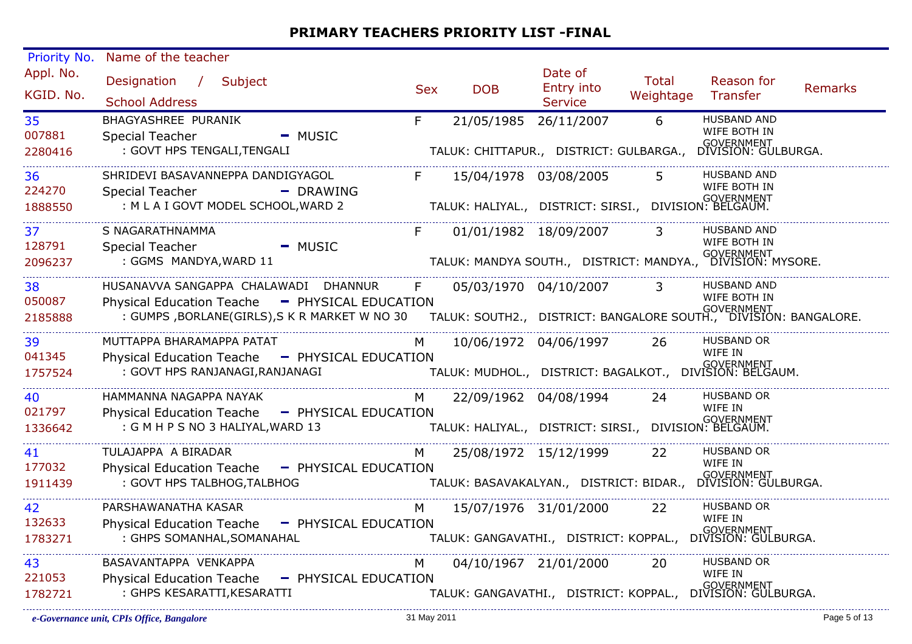# PRIMARY TEACHERS PRIORITY LIST -FINAL

| Priority No. / Appl. No. / KGID. No. | Name of the teacher / Designation / Subject / School Address | Sex | DOB | Date of Entry into Service | Total Weightage | Reason for Transfer | Remarks |
|---|---|---|---|---|---|---|---|
| 35<br>007881<br>2280416 | BHAGYASHREE PURANIK<br>Special Teacher - MUSIC<br>: GOVT HPS TENGALI,TENGALI<br>TALUK: CHITTAPUR., DISTRICT: GULBARGA., DIVISION: GULBURGA. | F | 21/05/1985 | 26/11/2007 | 6 | HUSBAND AND WIFE BOTH IN GOVERNMENT | |
| 36<br>224270<br>1888550 | SHRIDEVI BASAVANNEPPA DANDIGYAGOL<br>Special Teacher - DRAWING<br>: M L A I GOVT MODEL SCHOOL,WARD 2<br>TALUK: HALIYAL., DISTRICT: SIRSI., DIVISION: BELGAUM. | F | 15/04/1978 | 03/08/2005 | 5 | HUSBAND AND WIFE BOTH IN GOVERNMENT | |
| 37<br>128791<br>2096237 | S NAGARATHNAMMA<br>Special Teacher - MUSIC<br>: GGMS MANDYA,WARD 11<br>TALUK: MANDYA SOUTH., DISTRICT: MANDYA., DIVISION: MYSORE. | F | 01/01/1982 | 18/09/2007 | 3 | HUSBAND AND WIFE BOTH IN GOVERNMENT | |
| 38<br>050087<br>2185888 | HUSANAVVA SANGAPPA CHALAWADI DHANNUR<br>Physical Education Teache - PHYSICAL EDUCATION<br>: GUMPS ,BORLANE(GIRLS),S K R MARKET W NO 30<br>TALUK: SOUTH2., DISTRICT: BANGALORE SOUTH., DIVISION: BANGALORE. | F | 05/03/1970 | 04/10/2007 | 3 | HUSBAND AND WIFE BOTH IN GOVERNMENT | |
| 39<br>041345<br>1757524 | MUTTAPPA BHARAMAPPA PATAT<br>Physical Education Teache - PHYSICAL EDUCATION<br>: GOVT HPS RANJANAGI,RANJANAGI<br>TALUK: MUDHOL., DISTRICT: BAGALKOT., DIVISION: BELGAUM. | M | 10/06/1972 | 04/06/1997 | 26 | HUSBAND OR WIFE IN GOVERNMENT | |
| 40<br>021797<br>1336642 | HAMMANNA NAGAPPA NAYAK<br>Physical Education Teache - PHYSICAL EDUCATION<br>: G M H P S NO 3 HALIYAL,WARD 13<br>TALUK: HALIYAL., DISTRICT: SIRSI., DIVISION: BELGAUM. | M | 22/09/1962 | 04/08/1994 | 24 | HUSBAND OR WIFE IN GOVERNMENT | |
| 41<br>177032<br>1911439 | TULAJAPPA A BIRADAR<br>Physical Education Teache - PHYSICAL EDUCATION<br>: GOVT HPS TALBHOG,TALBHOG<br>TALUK: BASAVAKALYAN., DISTRICT: BIDAR., DIVISION: GULBURGA. | M | 25/08/1972 | 15/12/1999 | 22 | HUSBAND OR WIFE IN GOVERNMENT | |
| 42<br>132633<br>1783271 | PARSHAWANATHA KASAR<br>Physical Education Teache - PHYSICAL EDUCATION<br>: GHPS SOMANHAL,SOMANAHAL<br>TALUK: GANGAVATHI., DISTRICT: KOPPAL., DIVISION: GULBURGA. | M | 15/07/1976 | 31/01/2000 | 22 | HUSBAND OR WIFE IN GOVERNMENT | |
| 43<br>221053<br>1782721 | BASAVANTAPPA VENKAPPA<br>Physical Education Teache - PHYSICAL EDUCATION<br>: GHPS KESARATTI,KESARATTI<br>TALUK: GANGAVATHI., DISTRICT: KOPPAL., DIVISION: GULBURGA. | M | 04/10/1967 | 21/01/2000 | 20 | HUSBAND OR WIFE IN GOVERNMENT | |

*e-Governance unit, CPIs Office, Bangalore* 31 May 2011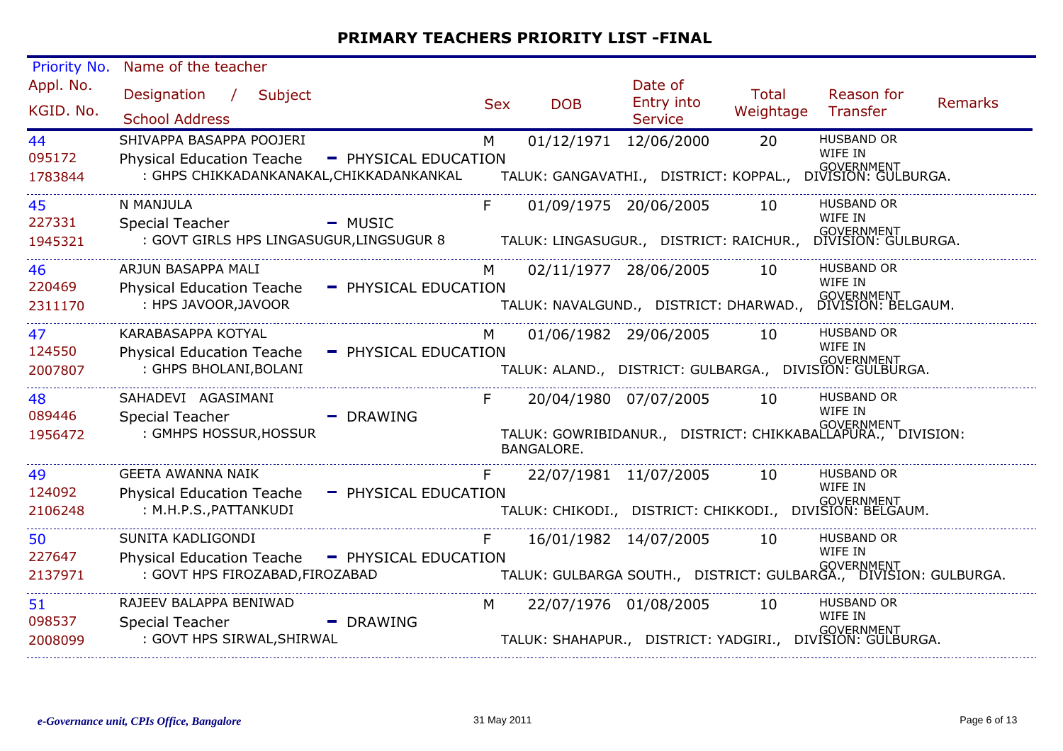# PRIMARY TEACHERS PRIORITY LIST -FINAL

| Priority No. / Appl. No. / KGID. No. | Name of the teacher / Designation / Subject / School Address | Sex | DOB | Date of Entry into Service | Total Weightage | Reason for Transfer | Remarks |
|---|---|---|---|---|---|---|---|
| 44 / 095172 / 1783844 | SHIVAPPA BASAPPA POOJERI / Physical Education Teache - PHYSICAL EDUCATION / : GHPS CHIKKADANKANAKAL,CHIKKADANKANKAL TALUK: GANGAVATHI., DISTRICT: KOPPAL., DIVISION: GULBURGA. | M | 01/12/1971 | 12/06/2000 | 20 | HUSBAND OR WIFE IN GOVERNMENT | |
| 45 / 227331 / 1945321 | N MANJULA / Special Teacher - MUSIC / : GOVT GIRLS HPS LINGASUGUR,LINGSUGUR 8 TALUK: LINGASUGUR., DISTRICT: RAICHUR., DIVISION: GULBURGA. | F | 01/09/1975 | 20/06/2005 | 10 | HUSBAND OR WIFE IN GOVERNMENT | |
| 46 / 220469 / 2311170 | ARJUN BASAPPA MALI / Physical Education Teache - PHYSICAL EDUCATION / : HPS JAVOOR,JAVOOR TALUK: NAVALGUND., DISTRICT: DHARWAD., DIVISION: BELGAUM. | M | 02/11/1977 | 28/06/2005 | 10 | HUSBAND OR WIFE IN GOVERNMENT | |
| 47 / 124550 / 2007807 | KARABASAPPA KOTYAL / Physical Education Teache - PHYSICAL EDUCATION / : GHPS BHOLANI,BOLANI TALUK: ALAND., DISTRICT: GULBARGA., DIVISION: GULBURGA. | M | 01/06/1982 | 29/06/2005 | 10 | HUSBAND OR WIFE IN GOVERNMENT | |
| 48 / 089446 / 1956472 | SAHADEVI AGASIMANI / Special Teacher - DRAWING / : GMHPS HOSSUR,HOSSUR TALUK: GOWRIBIDANUR., DISTRICT: CHIKKABALLAPURA., DIVISION: BANGALORE. | F | 20/04/1980 | 07/07/2005 | 10 | HUSBAND OR WIFE IN GOVERNMENT | |
| 49 / 124092 / 2106248 | GEETA AWANNA NAIK / Physical Education Teache - PHYSICAL EDUCATION / : M.H.P.S.,PATTANKUDI TALUK: CHIKODI., DISTRICT: CHIKKODI., DIVISION: BELGAUM. | F | 22/07/1981 | 11/07/2005 | 10 | HUSBAND OR WIFE IN GOVERNMENT | |
| 50 / 227647 / 2137971 | SUNITA KADLIGONDI / Physical Education Teache - PHYSICAL EDUCATION / : GOVT HPS FIROZABAD,FIROZABAD TALUK: GULBARGA SOUTH., DISTRICT: GULBARGA., DIVISION: GULBURGA. | F | 16/01/1982 | 14/07/2005 | 10 | HUSBAND OR WIFE IN GOVERNMENT | |
| 51 / 098537 / 2008099 | RAJEEV BALAPPA BENIWAD / Special Teacher - DRAWING / : GOVT HPS SIRWAL,SHIRWAL TALUK: SHAHAPUR., DISTRICT: YADGIRI., DIVISION: GULBURGA. | M | 22/07/1976 | 01/08/2005 | 10 | HUSBAND OR WIFE IN GOVERNMENT | |

*e-Governance unit, CPIs Office, Bangalore* 31 May 2011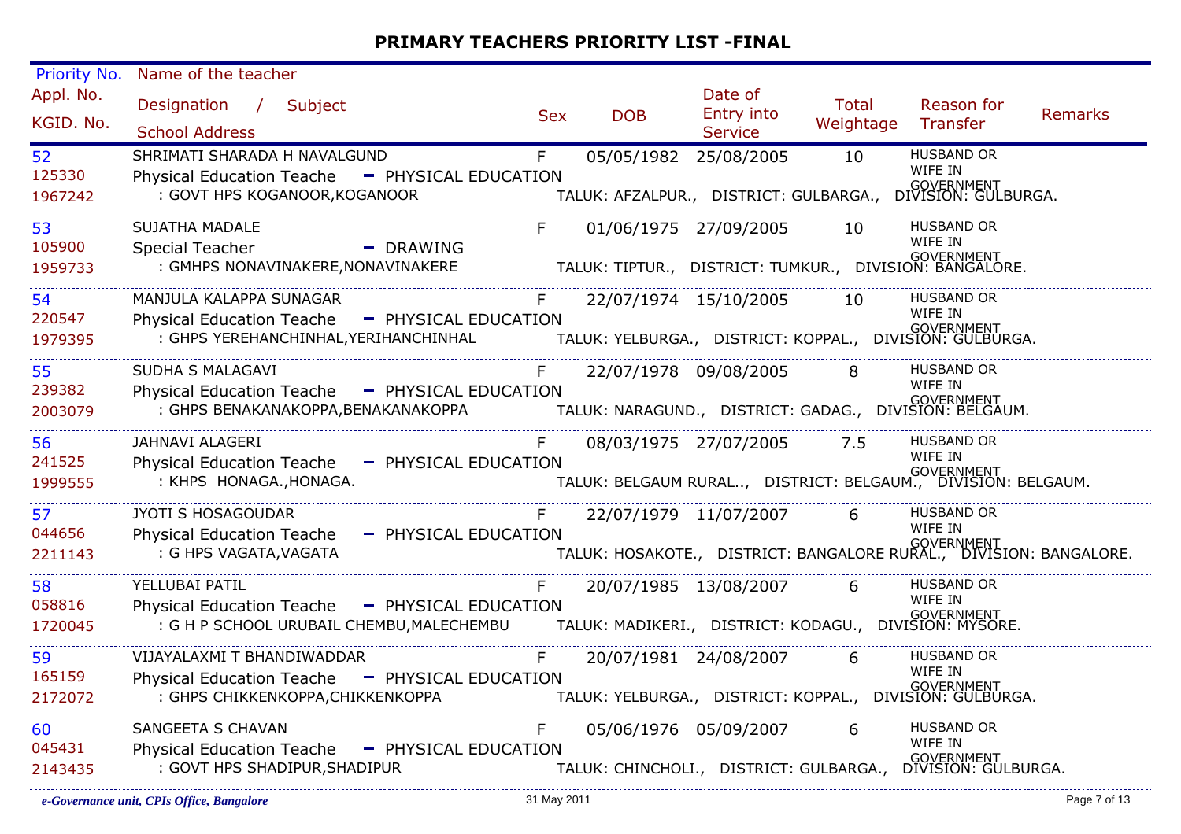# PRIMARY TEACHERS PRIORITY LIST -FINAL

| Priority No. / Appl. No. / KGID. No. | Name of the teacher / Designation / Subject / School Address | Sex | DOB | Date of Entry into Service | Total Weightage | Reason for Transfer | Remarks |
|---|---|---|---|---|---|---|---|
| 52<br>125330<br>1967242 | SHRIMATI SHARADA H NAVALGUND<br>Physical Education Teache - PHYSICAL EDUCATION<br>: GOVT HPS KOGANOOR,KOGANOOR<br>TALUK: AFZALPUR., DISTRICT: GULBARGA., DIVISION: GULBURGA. | F | 05/05/1982 | 25/08/2005 | 10 | HUSBAND OR WIFE IN GOVERNMENT | |
| 53<br>105900<br>1959733 | SUJATHA MADALE<br>Special Teacher - DRAWING<br>: GMHPS NONAVINAKERE,NONAVINAKERE<br>TALUK: TIPTUR., DISTRICT: TUMKUR., DIVISION: BANGALORE. | F | 01/06/1975 | 27/09/2005 | 10 | HUSBAND OR WIFE IN GOVERNMENT | |
| 54<br>220547<br>1979395 | MANJULA KALAPPA SUNAGAR<br>Physical Education Teache - PHYSICAL EDUCATION<br>: GHPS YEREHANCHINHAL,YERIHANCHINHAL<br>TALUK: YELBURGA., DISTRICT: KOPPAL., DIVISION: GULBURGA. | F | 22/07/1974 | 15/10/2005 | 10 | HUSBAND OR WIFE IN GOVERNMENT | |
| 55<br>239382<br>2003079 | SUDHA S MALAGAVI<br>Physical Education Teache - PHYSICAL EDUCATION<br>: GHPS BENAKANAKOPPA,BENAKANAKOPPA<br>TALUK: NARAGUND., DISTRICT: GADAG., DIVISION: BELGAUM. | F | 22/07/1978 | 09/08/2005 | 8 | HUSBAND OR WIFE IN GOVERNMENT | |
| 56<br>241525<br>1999555 | JAHNAVI ALAGERI<br>Physical Education Teache - PHYSICAL EDUCATION<br>: KHPS HONAGA.,HONAGA.<br>TALUK: BELGAUM RURAL.., DISTRICT: BELGAUM., DIVISION: BELGAUM. | F | 08/03/1975 | 27/07/2005 | 7.5 | HUSBAND OR WIFE IN GOVERNMENT | |
| 57<br>044656<br>2211143 | JYOTI S HOSAGOUDAR<br>Physical Education Teache - PHYSICAL EDUCATION<br>: G HPS VAGATA,VAGATA<br>TALUK: HOSAKOTE., DISTRICT: BANGALORE RURAL., DIVISION: BANGALORE. | F | 22/07/1979 | 11/07/2007 | 6 | HUSBAND OR WIFE IN GOVERNMENT | |
| 58<br>058816<br>1720045 | YELLUBAI PATIL<br>Physical Education Teache - PHYSICAL EDUCATION<br>: G H P SCHOOL URUBAIL CHEMBU,MALECHEMBU<br>TALUK: MADIKERI., DISTRICT: KODAGU., DIVISION: MYSORE. | F | 20/07/1985 | 13/08/2007 | 6 | HUSBAND OR WIFE IN GOVERNMENT | |
| 59<br>165159<br>2172072 | VIJAYALAXMI T BHANDIWADDAR<br>Physical Education Teache - PHYSICAL EDUCATION<br>: GHPS CHIKKENKOPPA,CHIKKENKOPPA<br>TALUK: YELBURGA., DISTRICT: KOPPAL., DIVISION: GULBURGA. | F | 20/07/1981 | 24/08/2007 | 6 | HUSBAND OR WIFE IN GOVERNMENT | |
| 60<br>045431<br>2143435 | SANGEETA S CHAVAN<br>Physical Education Teache - PHYSICAL EDUCATION<br>: GOVT HPS SHADIPUR,SHADIPUR<br>TALUK: CHINCHOLI., DISTRICT: GULBARGA., DIVISION: GULBURGA. | F | 05/06/1976 | 05/09/2007 | 6 | HUSBAND OR WIFE IN GOVERNMENT | |

*e-Governance unit, CPIs Office, Bangalore* 31 May 2011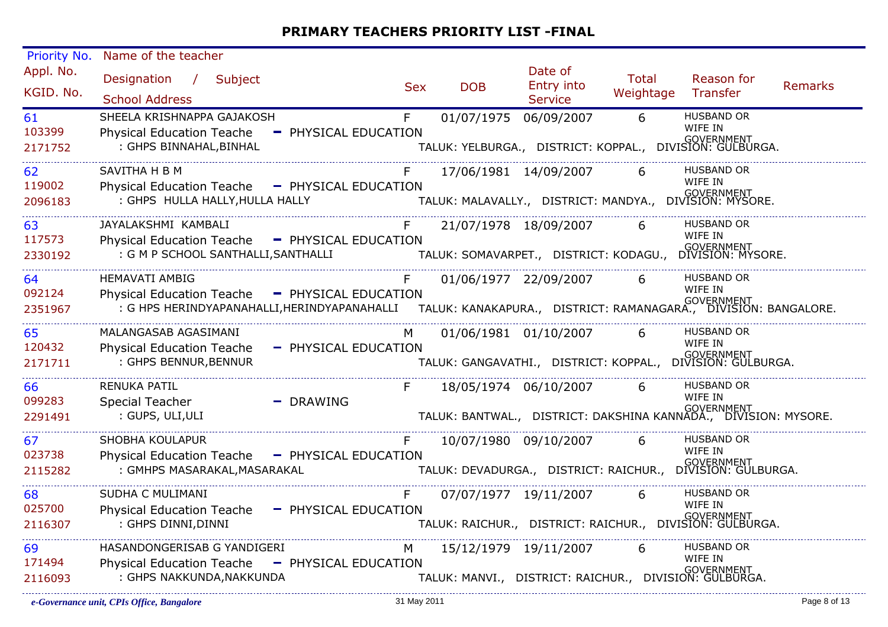# PRIMARY TEACHERS PRIORITY LIST -FINAL

| Priority No. / Appl. No. / KGID. No. | Name of the teacher / Designation / Subject / School Address | Sex | DOB | Date of Entry into Service | Total Weightage | Reason for Transfer | Remarks |
|---|---|---|---|---|---|---|---|
| 61<br>103399<br>2171752 | SHEELA KRISHNAPPA GAJAKOSH<br>Physical Education Teache - PHYSICAL EDUCATION<br>: GHPS BINNAHAL,BINHAL<br>TALUK: YELBURGA., DISTRICT: KOPPAL., DIVISION: GULBURGA. | F | 01/07/1975 | 06/09/2007 | 6 | HUSBAND OR WIFE IN GOVERNMENT | |
| 62<br>119002<br>2096183 | SAVITHA H B M<br>Physical Education Teache - PHYSICAL EDUCATION<br>: GHPS HULLA HALLY,HULLA HALLY<br>TALUK: MALAVALLY., DISTRICT: MANDYA., DIVISION: MYSORE. | F | 17/06/1981 | 14/09/2007 | 6 | HUSBAND OR WIFE IN GOVERNMENT | |
| 63<br>117573<br>2330192 | JAYALAKSHMI KAMBALI<br>Physical Education Teache - PHYSICAL EDUCATION<br>: G M P SCHOOL SANTHALLI,SANTHALLI<br>TALUK: SOMAVARPET., DISTRICT: KODAGU., DIVISION: MYSORE. | F | 21/07/1978 | 18/09/2007 | 6 | HUSBAND OR WIFE IN GOVERNMENT | |
| 64<br>092124<br>2351967 | HEMAVATI AMBIG<br>Physical Education Teache - PHYSICAL EDUCATION<br>: G HPS HERINDYAPANAHALLI,HERINDYAPANAHALLI<br>TALUK: KANAKAPURA., DISTRICT: RAMANAGARA., DIVISION: BANGALORE. | F | 01/06/1977 | 22/09/2007 | 6 | HUSBAND OR WIFE IN GOVERNMENT | |
| 65<br>120432<br>2171711 | MALANGASAB AGASIMANI<br>Physical Education Teache - PHYSICAL EDUCATION<br>: GHPS BENNUR,BENNUR<br>TALUK: GANGAVATHI., DISTRICT: KOPPAL., DIVISION: GULBURGA. | M | 01/06/1981 | 01/10/2007 | 6 | HUSBAND OR WIFE IN GOVERNMENT | |
| 66<br>099283<br>2291491 | RENUKA PATIL<br>Special Teacher - DRAWING<br>: GUPS, ULI,ULI<br>TALUK: BANTWAL., DISTRICT: DAKSHINA KANNADA., DIVISION: MYSORE. | F | 18/05/1974 | 06/10/2007 | 6 | HUSBAND OR WIFE IN GOVERNMENT | |
| 67<br>023738<br>2115282 | SHOBHA KOULAPUR<br>Physical Education Teache - PHYSICAL EDUCATION<br>: GMHPS MASARAKAL,MASARAKAL<br>TALUK: DEVADURGA., DISTRICT: RAICHUR., DIVISION: GULBURGA. | F | 10/07/1980 | 09/10/2007 | 6 | HUSBAND OR WIFE IN GOVERNMENT | |
| 68<br>025700<br>2116307 | SUDHA C MULIMANI<br>Physical Education Teache - PHYSICAL EDUCATION<br>: GHPS DINNI,DINNI<br>TALUK: RAICHUR., DISTRICT: RAICHUR., DIVISION: GULBURGA. | F | 07/07/1977 | 19/11/2007 | 6 | HUSBAND OR WIFE IN GOVERNMENT | |
| 69<br>171494<br>2116093 | HASANDONGERISAB G YANDIGERI<br>Physical Education Teache - PHYSICAL EDUCATION<br>: GHPS NAKKUNDA,NAKKUNDA<br>TALUK: MANVI., DISTRICT: RAICHUR., DIVISION: GULBURGA. | M | 15/12/1979 | 19/11/2007 | 6 | HUSBAND OR WIFE IN GOVERNMENT | |

*e-Governance unit, CPIs Office, Bangalore* — 31 May 2011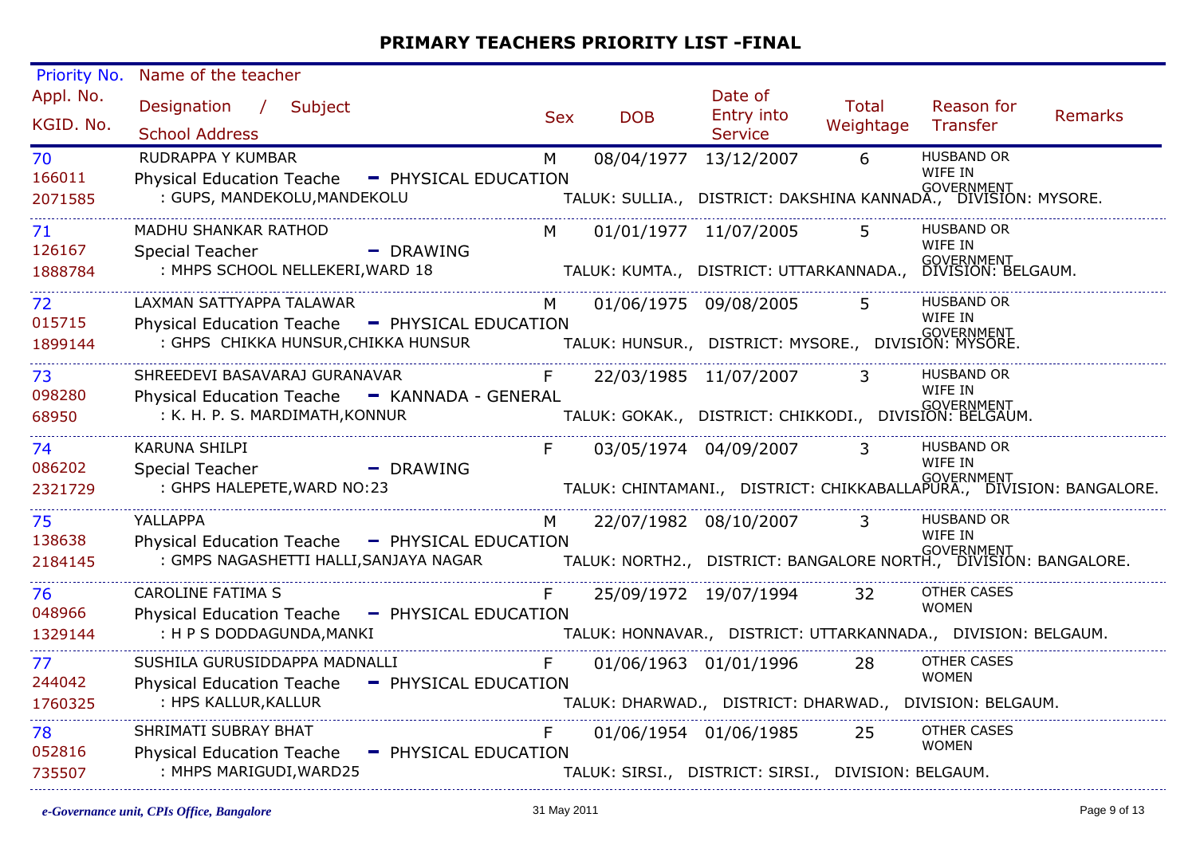# PRIMARY TEACHERS PRIORITY LIST -FINAL

| Priority No. / Appl. No. / KGID. No. | Name of the teacher / Designation / Subject / School Address | Sex | DOB | Date of Entry into Service | Total Weightage | Reason for Transfer | Remarks |
|---|---|---|---|---|---|---|---|
| 70<br>166011<br>2071585 | RUDRAPPA Y KUMBAR<br>Physical Education Teache - PHYSICAL EDUCATION<br>: GUPS, MANDEKOLU,MANDEKOLU<br>TALUK: SULLIA., DISTRICT: DAKSHINA KANNADA., DIVISION: MYSORE. | M | 08/04/1977 | 13/12/2007 | 6 | HUSBAND OR WIFE IN GOVERNMENT | |
| 71<br>126167<br>1888784 | MADHU SHANKAR RATHOD<br>Special Teacher - DRAWING<br>: MHPS SCHOOL NELLEKERI,WARD 18<br>TALUK: KUMTA., DISTRICT: UTTARKANNADA., DIVISION: BELGAUM. | M | 01/01/1977 | 11/07/2005 | 5 | HUSBAND OR WIFE IN GOVERNMENT | |
| 72<br>015715<br>1899144 | LAXMAN SATTYAPPA TALAWAR<br>Physical Education Teache - PHYSICAL EDUCATION<br>: GHPS CHIKKA HUNSUR,CHIKKA HUNSUR<br>TALUK: HUNSUR., DISTRICT: MYSORE., DIVISION: MYSORE. | M | 01/06/1975 | 09/08/2005 | 5 | HUSBAND OR WIFE IN GOVERNMENT | |
| 73<br>098280<br>68950 | SHREEDEVI BASAVARAJ GURANAVAR<br>Physical Education Teache - KANNADA - GENERAL<br>: K. H. P. S. MARDIMATH,KONNUR<br>TALUK: GOKAK., DISTRICT: CHIKKODI., DIVISION: BELGAUM. | F | 22/03/1985 | 11/07/2007 | 3 | HUSBAND OR WIFE IN GOVERNMENT | |
| 74<br>086202<br>2321729 | KARUNA SHILPI<br>Special Teacher - DRAWING<br>: GHPS HALEPETE,WARD NO:23<br>TALUK: CHINTAMANI., DISTRICT: CHIKKABALLAPURA., DIVISION: BANGALORE. | F | 03/05/1974 | 04/09/2007 | 3 | HUSBAND OR WIFE IN GOVERNMENT | |
| 75<br>138638<br>2184145 | YALLAPPA<br>Physical Education Teache - PHYSICAL EDUCATION<br>: GMPS NAGASHETTI HALLI,SANJAYA NAGAR<br>TALUK: NORTH2., DISTRICT: BANGALORE NORTH., DIVISION: BANGALORE. | M | 22/07/1982 | 08/10/2007 | 3 | HUSBAND OR WIFE IN GOVERNMENT | |
| 76<br>048966<br>1329144 | CAROLINE FATIMA S<br>Physical Education Teache - PHYSICAL EDUCATION<br>: H P S DODDAGUNDA,MANKI<br>TALUK: HONNAVAR., DISTRICT: UTTARKANNADA., DIVISION: BELGAUM. | F | 25/09/1972 | 19/07/1994 | 32 | OTHER CASES WOMEN | |
| 77<br>244042<br>1760325 | SUSHILA GURUSIDDAPPA MADNALLI<br>Physical Education Teache - PHYSICAL EDUCATION<br>: HPS KALLUR,KALLUR<br>TALUK: DHARWAD., DISTRICT: DHARWAD., DIVISION: BELGAUM. | F | 01/06/1963 | 01/01/1996 | 28 | OTHER CASES WOMEN | |
| 78<br>052816<br>735507 | SHRIMATI SUBRAY BHAT<br>Physical Education Teache - PHYSICAL EDUCATION<br>: MHPS MARIGUDI,WARD25<br>TALUK: SIRSI., DISTRICT: SIRSI., DIVISION: BELGAUM. | F | 01/06/1954 | 01/06/1985 | 25 | OTHER CASES WOMEN | |

*e-Governance unit, CPIs Office, Bangalore* 31 May 2011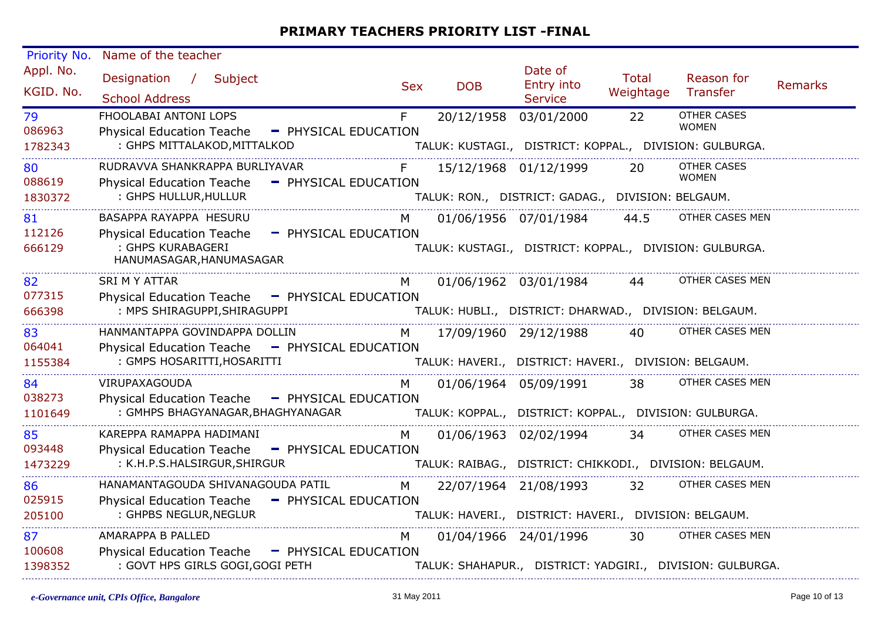# PRIMARY TEACHERS PRIORITY LIST -FINAL

| Priority No. / Appl. No. / KGID. No. | Name of the teacher / Designation / Subject / School Address | Sex | DOB | Date of Entry into Service | Total Weightage | Reason for Transfer | Remarks |
|---|---|---|---|---|---|---|---|
| 79<br>086963<br>1782343 | FHOOLABAI ANTONI LOPS<br>Physical Education Teache - PHYSICAL EDUCATION<br>: GHPS MITTALAKOD,MITTALKOD<br>TALUK: KUSTAGI., DISTRICT: KOPPAL., DIVISION: GULBURGA. | F | 20/12/1958 | 03/01/2000 | 22 | OTHER CASES WOMEN | |
| 80<br>088619<br>1830372 | RUDRAVVA SHANKRAPPA BURLIYAVAR<br>Physical Education Teache - PHYSICAL EDUCATION<br>: GHPS HULLUR,HULLUR<br>TALUK: RON., DISTRICT: GADAG., DIVISION: BELGAUM. | F | 15/12/1968 | 01/12/1999 | 20 | OTHER CASES WOMEN | |
| 81<br>112126<br>666129 | BASAPPA RAYAPPA HESURU<br>Physical Education Teache - PHYSICAL EDUCATION<br>: GHPS KURABAGERI HANUMASAGAR,HANUMASAGAR<br>TALUK: KUSTAGI., DISTRICT: KOPPAL., DIVISION: GULBURGA. | M | 01/06/1956 | 07/01/1984 | 44.5 | OTHER CASES MEN | |
| 82<br>077315<br>666398 | SRI M Y ATTAR<br>Physical Education Teache - PHYSICAL EDUCATION<br>: MPS SHIRAGUPPI,SHIRAGUPPI<br>TALUK: HUBLI., DISTRICT: DHARWAD., DIVISION: BELGAUM. | M | 01/06/1962 | 03/01/1984 | 44 | OTHER CASES MEN | |
| 83<br>064041<br>1155384 | HANMANTAPPA GOVINDAPPA DOLLIN<br>Physical Education Teache - PHYSICAL EDUCATION<br>: GMPS HOSARITTI,HOSARITTI<br>TALUK: HAVERI., DISTRICT: HAVERI., DIVISION: BELGAUM. | M | 17/09/1960 | 29/12/1988 | 40 | OTHER CASES MEN | |
| 84<br>038273<br>1101649 | VIRUPAXAGOUDA<br>Physical Education Teache - PHYSICAL EDUCATION<br>: GMHPS BHAGYANAGAR,BHAGHYANAGAR<br>TALUK: KOPPAL., DISTRICT: KOPPAL., DIVISION: GULBURGA. | M | 01/06/1964 | 05/09/1991 | 38 | OTHER CASES MEN | |
| 85<br>093448<br>1473229 | KAREPPA RAMAPPA HADIMANI<br>Physical Education Teache - PHYSICAL EDUCATION<br>: K.H.P.S.HALSIRGUR,SHIRGUR<br>TALUK: RAIBAG., DISTRICT: CHIKKODI., DIVISION: BELGAUM. | M | 01/06/1963 | 02/02/1994 | 34 | OTHER CASES MEN | |
| 86<br>025915<br>205100 | HANAMANTAGOUDA SHIVANAGOUDA PATIL<br>Physical Education Teache - PHYSICAL EDUCATION<br>: GHPBS NEGLUR,NEGLUR<br>TALUK: HAVERI., DISTRICT: HAVERI., DIVISION: BELGAUM. | M | 22/07/1964 | 21/08/1993 | 32 | OTHER CASES MEN | |
| 87<br>100608<br>1398352 | AMARAPPA B PALLED<br>Physical Education Teache - PHYSICAL EDUCATION<br>: GOVT HPS GIRLS GOGI,GOGI PETH<br>TALUK: SHAHAPUR., DISTRICT: YADGIRI., DIVISION: GULBURGA. | M | 01/04/1966 | 24/01/1996 | 30 | OTHER CASES MEN | |

*e-Governance unit, CPIs Office, Bangalore* — 31 May 2011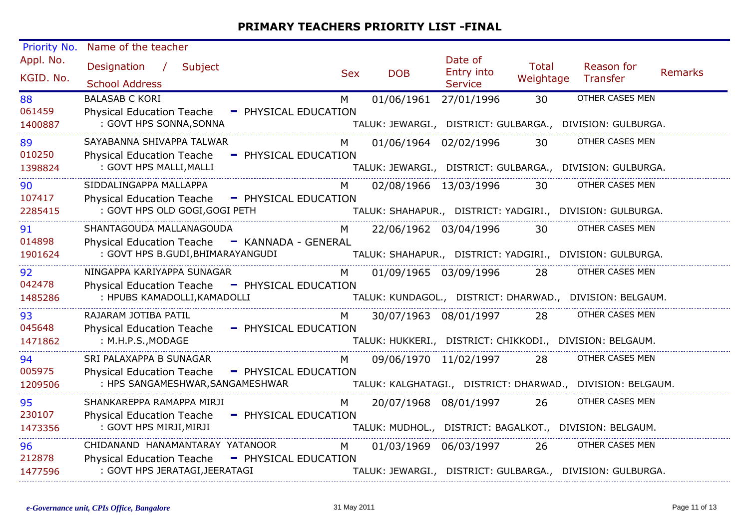# PRIMARY TEACHERS PRIORITY LIST -FINAL

| Priority No. / Appl. No. / KGID. No. | Name of the teacher / Designation / Subject / School Address | Sex | DOB | Date of Entry into Service | Total Weightage | Reason for Transfer | Remarks |
|---|---|---|---|---|---|---|---|
| 88 / 061459 / 1400887 | BALASAB C KORI / Physical Education Teache - PHYSICAL EDUCATION / : GOVT HPS SONNA,SONNA TALUK: JEWARGI., DISTRICT: GULBARGA., DIVISION: GULBURGA. | M | 01/06/1961 | 27/01/1996 | 30 | OTHER CASES MEN | |
| 89 / 010250 / 1398824 | SAYABANNA SHIVAPPA TALWAR / Physical Education Teache - PHYSICAL EDUCATION / : GOVT HPS MALLI,MALLI TALUK: JEWARGI., DISTRICT: GULBARGA., DIVISION: GULBURGA. | M | 01/06/1964 | 02/02/1996 | 30 | OTHER CASES MEN | |
| 90 / 107417 / 2285415 | SIDDALINGAPPA MALLAPPA / Physical Education Teache - PHYSICAL EDUCATION / : GOVT HPS OLD GOGI,GOGI PETH TALUK: SHAHAPUR., DISTRICT: YADGIRI., DIVISION: GULBURGA. | M | 02/08/1966 | 13/03/1996 | 30 | OTHER CASES MEN | |
| 91 / 014898 / 1901624 | SHANTAGOUDA MALLANAGOUDA / Physical Education Teache - KANNADA - GENERAL / : GOVT HPS B.GUDI,BHIMARAYANGUDI TALUK: SHAHAPUR., DISTRICT: YADGIRI., DIVISION: GULBURGA. | M | 22/06/1962 | 03/04/1996 | 30 | OTHER CASES MEN | |
| 92 / 042478 / 1485286 | NINGAPPA KARIYAPPA SUNAGAR / Physical Education Teache - PHYSICAL EDUCATION / : HPUBS KAMADOLLI,KAMADOLLI TALUK: KUNDAGOL., DISTRICT: DHARWAD., DIVISION: BELGAUM. | M | 01/09/1965 | 03/09/1996 | 28 | OTHER CASES MEN | |
| 93 / 045648 / 1471862 | RAJARAM JOTIBA PATIL / Physical Education Teache - PHYSICAL EDUCATION / : M.H.P.S.,MODAGE TALUK: HUKKERI., DISTRICT: CHIKKODI., DIVISION: BELGAUM. | M | 30/07/1963 | 08/01/1997 | 28 | OTHER CASES MEN | |
| 94 / 005975 / 1209506 | SRI PALAXAPPA B SUNAGAR / Physical Education Teache - PHYSICAL EDUCATION / : HPS SANGAMESHWAR,SANGAMESHWAR TALUK: KALGHATAGI., DISTRICT: DHARWAD., DIVISION: BELGAUM. | M | 09/06/1970 | 11/02/1997 | 28 | OTHER CASES MEN | |
| 95 / 230107 / 1473356 | SHANKAREPPA RAMAPPA MIRJI / Physical Education Teache - PHYSICAL EDUCATION / : GOVT HPS MIRJI,MIRJI TALUK: MUDHOL., DISTRICT: BAGALKOT., DIVISION: BELGAUM. | M | 20/07/1968 | 08/01/1997 | 26 | OTHER CASES MEN | |
| 96 / 212878 / 1477596 | CHIDANAND HANAMANTARAY YATANOOR / Physical Education Teache - PHYSICAL EDUCATION / : GOVT HPS JERATAGI,JEERATAGI TALUK: JEWARGI., DISTRICT: GULBARGA., DIVISION: GULBURGA. | M | 01/03/1969 | 06/03/1997 | 26 | OTHER CASES MEN | |

*e-Governance unit, CPIs Office, Bangalore* 31 May 2011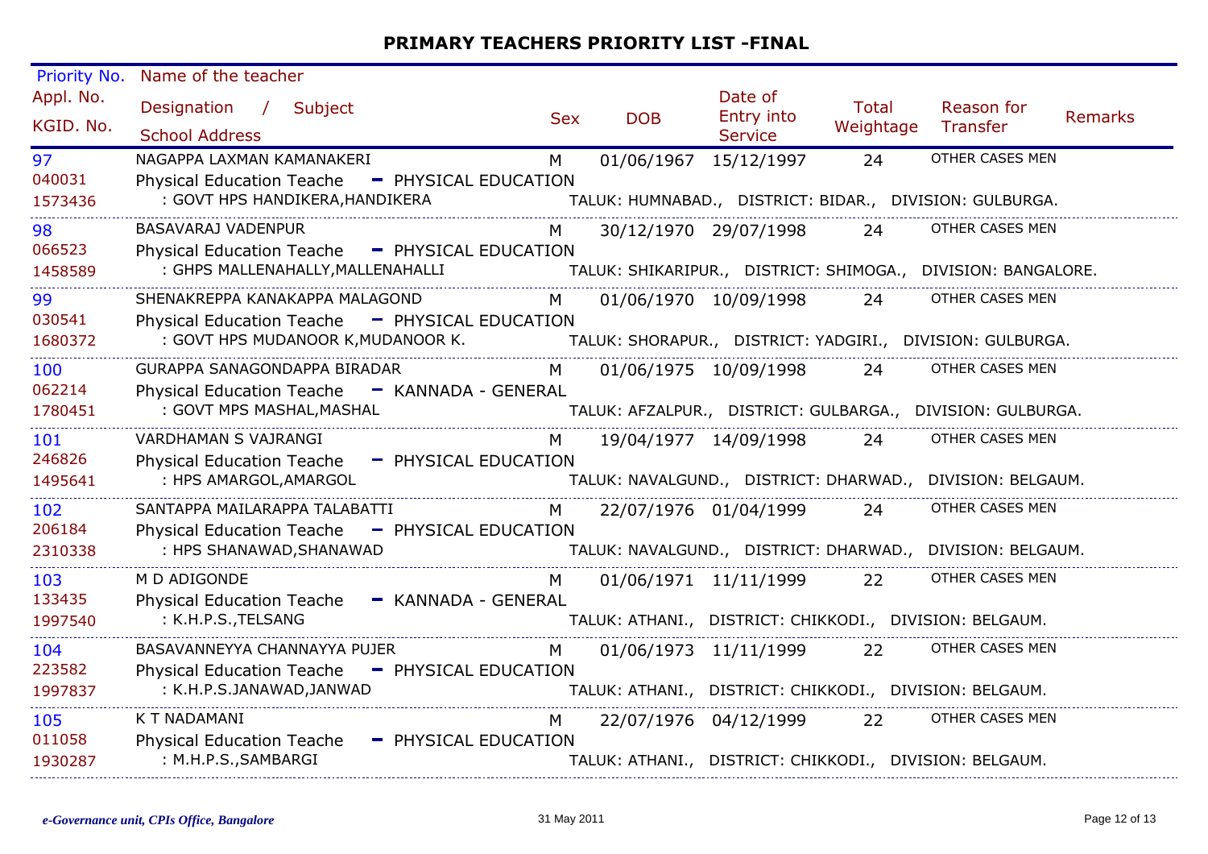## PRIMARY TEACHERS PRIORITY LIST -FINAL

| Priority No. / Appl. No. / KGID. No. | Name of the teacher / Designation / Subject / School Address | Sex | DOB | Date of Entry into Service | Total Weightage | Reason for Transfer | Remarks |
|---|---|---|---|---|---|---|---|
| 97 / 040031 / 1573436 | NAGAPPA LAXMAN KAMANAKERI / Physical Education Teache - PHYSICAL EDUCATION / : GOVT HPS HANDIKERA,HANDIKERA TALUK: HUMNABAD., DISTRICT: BIDAR., DIVISION: GULBURGA. | M | 01/06/1967 | 15/12/1997 | 24 | OTHER CASES MEN | |
| 98 / 066523 / 1458589 | BASAVARAJ VADENPUR / Physical Education Teache - PHYSICAL EDUCATION / : GHPS MALLENAHALLY,MALLENAHALLI TALUK: SHIKARIPUR., DISTRICT: SHIMOGA., DIVISION: BANGALORE. | M | 30/12/1970 | 29/07/1998 | 24 | OTHER CASES MEN | |
| 99 / 030541 / 1680372 | SHENAKREPPA KANAKAPPA MALAGOND / Physical Education Teache - PHYSICAL EDUCATION / : GOVT HPS MUDANOOR K,MUDANOOR K. TALUK: SHORAPUR., DISTRICT: YADGIRI., DIVISION: GULBURGA. | M | 01/06/1970 | 10/09/1998 | 24 | OTHER CASES MEN | |
| 100 / 062214 / 1780451 | GURAPPA SANAGONDAPPA BIRADAR / Physical Education Teache - KANNADA - GENERAL / : GOVT MPS MASHAL,MASHAL TALUK: AFZALPUR., DISTRICT: GULBARGA., DIVISION: GULBURGA. | M | 01/06/1975 | 10/09/1998 | 24 | OTHER CASES MEN | |
| 101 / 246826 / 1495641 | VARDHAMAN S VAJRANGI / Physical Education Teache - PHYSICAL EDUCATION / : HPS AMARGOL,AMARGOL TALUK: NAVALGUND., DISTRICT: DHARWAD., DIVISION: BELGAUM. | M | 19/04/1977 | 14/09/1998 | 24 | OTHER CASES MEN | |
| 102 / 206184 / 2310338 | SANTAPPA MAILARAPPA TALABATTI / Physical Education Teache - PHYSICAL EDUCATION / : HPS SHANAWAD,SHANAWAD TALUK: NAVALGUND., DISTRICT: DHARWAD., DIVISION: BELGAUM. | M | 22/07/1976 | 01/04/1999 | 24 | OTHER CASES MEN | |
| 103 / 133435 / 1997540 | M D ADIGONDE / Physical Education Teache - KANNADA - GENERAL / : K.H.P.S.,TELSANG TALUK: ATHANI., DISTRICT: CHIKKODI., DIVISION: BELGAUM. | M | 01/06/1971 | 11/11/1999 | 22 | OTHER CASES MEN | |
| 104 / 223582 / 1997837 | BASAVANNEYYA CHANNAYYA PUJER / Physical Education Teache - PHYSICAL EDUCATION / : K.H.P.S.JANAWAD,JANWAD TALUK: ATHANI., DISTRICT: CHIKKODI., DIVISION: BELGAUM. | M | 01/06/1973 | 11/11/1999 | 22 | OTHER CASES MEN | |
| 105 / 011058 / 1930287 | K T NADAMANI / Physical Education Teache - PHYSICAL EDUCATION / : M.H.P.S.,SAMBARGI TALUK: ATHANI., DISTRICT: CHIKKODI., DIVISION: BELGAUM. | M | 22/07/1976 | 04/12/1999 | 22 | OTHER CASES MEN | |

*e-Governance unit, CPIs Office, Bangalore* 31 May 2011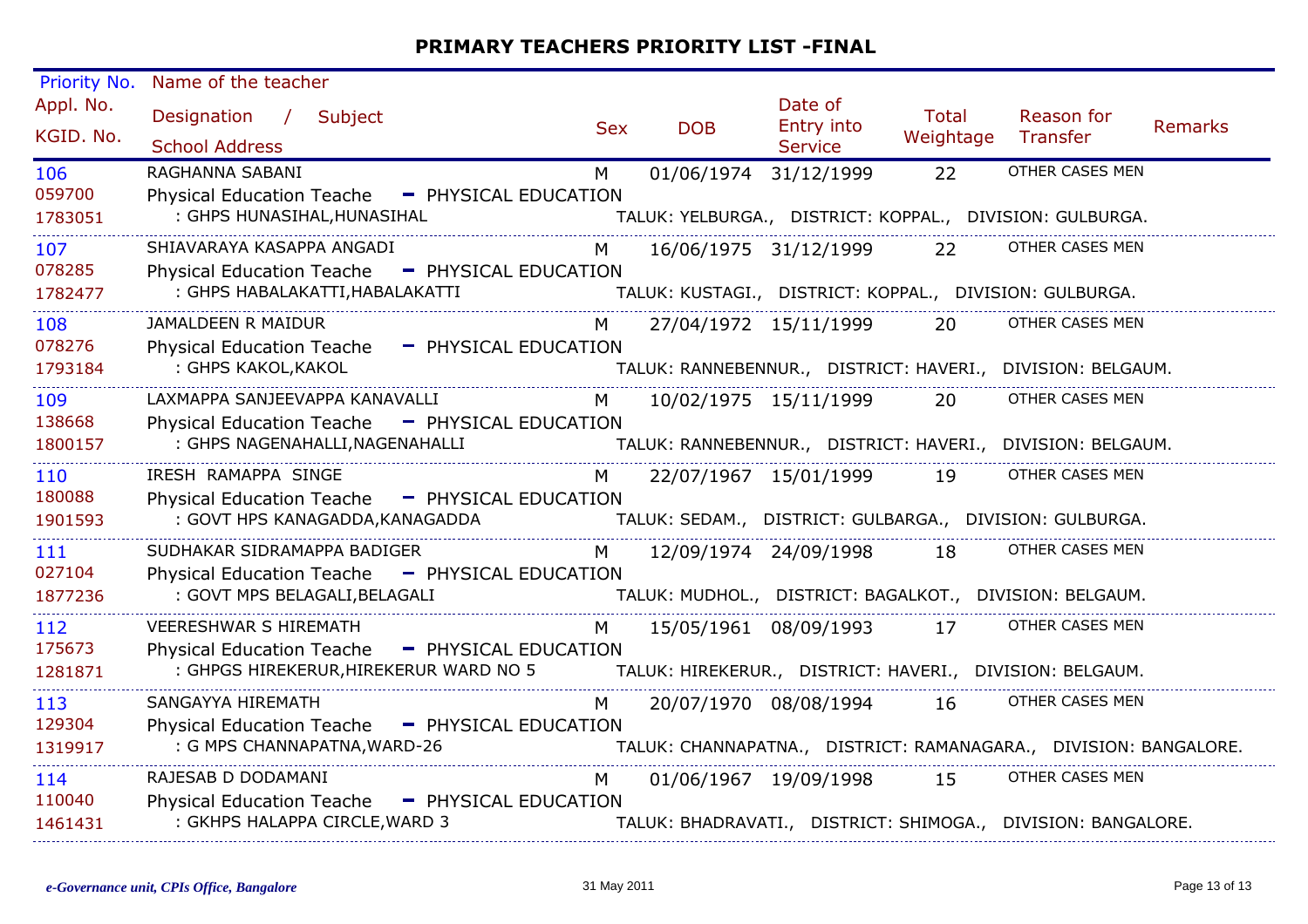# PRIMARY TEACHERS PRIORITY LIST -FINAL

| Priority No. / Appl. No. / KGID. No. | Name of the teacher / Designation / Subject / School Address | Sex | DOB | Date of Entry into Service | Total Weightage | Reason for Transfer | Remarks |
|---|---|---|---|---|---|---|---|
| 106 / 059700 / 1783051 | RAGHANNA SABANI / Physical Education Teache - PHYSICAL EDUCATION / : GHPS HUNASIHAL,HUNASIHAL TALUK: YELBURGA., DISTRICT: KOPPAL., DIVISION: GULBURGA. | M | 01/06/1974 | 31/12/1999 | 22 | OTHER CASES MEN | |
| 107 / 078285 / 1782477 | SHIAVARAYA KASAPPA ANGADI / Physical Education Teache - PHYSICAL EDUCATION / : GHPS HABALAKATTI,HABALAKATTI TALUK: KUSTAGI., DISTRICT: KOPPAL., DIVISION: GULBURGA. | M | 16/06/1975 | 31/12/1999 | 22 | OTHER CASES MEN | |
| 108 / 078276 / 1793184 | JAMALDEEN R MAIDUR / Physical Education Teache - PHYSICAL EDUCATION / : GHPS KAKOL,KAKOL TALUK: RANNEBENNUR., DISTRICT: HAVERI., DIVISION: BELGAUM. | M | 27/04/1972 | 15/11/1999 | 20 | OTHER CASES MEN | |
| 109 / 138668 / 1800157 | LAXMAPPA SANJEEVAPPA KANAVALLI / Physical Education Teache - PHYSICAL EDUCATION / : GHPS NAGENAHALLI,NAGENAHALLI TALUK: RANNEBENNUR., DISTRICT: HAVERI., DIVISION: BELGAUM. | M | 10/02/1975 | 15/11/1999 | 20 | OTHER CASES MEN | |
| 110 / 180088 / 1901593 | IRESH RAMAPPA SINGE / Physical Education Teache - PHYSICAL EDUCATION / : GOVT HPS KANAGADDA,KANAGADDA TALUK: SEDAM., DISTRICT: GULBARGA., DIVISION: GULBURGA. | M | 22/07/1967 | 15/01/1999 | 19 | OTHER CASES MEN | |
| 111 / 027104 / 1877236 | SUDHAKAR SIDRAMAPPA BADIGER / Physical Education Teache - PHYSICAL EDUCATION / : GOVT MPS BELAGALI,BELAGALI TALUK: MUDHOL., DISTRICT: BAGALKOT., DIVISION: BELGAUM. | M | 12/09/1974 | 24/09/1998 | 18 | OTHER CASES MEN | |
| 112 / 175673 / 1281871 | VEERESHWAR S HIREMATH / Physical Education Teache - PHYSICAL EDUCATION / : GHPGS HIREKERUR,HIREKERUR WARD NO 5 TALUK: HIREKERUR., DISTRICT: HAVERI., DIVISION: BELGAUM. | M | 15/05/1961 | 08/09/1993 | 17 | OTHER CASES MEN | |
| 113 / 129304 / 1319917 | SANGAYYA HIREMATH / Physical Education Teache - PHYSICAL EDUCATION / : G MPS CHANNAPATNA,WARD-26 TALUK: CHANNAPATNA., DISTRICT: RAMANAGARA., DIVISION: BANGALORE. | M | 20/07/1970 | 08/08/1994 | 16 | OTHER CASES MEN | |
| 114 / 110040 / 1461431 | RAJESAB D DODAMANI / Physical Education Teache - PHYSICAL EDUCATION / : GKHPS HALAPPA CIRCLE,WARD 3 TALUK: BHADRAVATI., DISTRICT: SHIMOGA., DIVISION: BANGALORE. | M | 01/06/1967 | 19/09/1998 | 15 | OTHER CASES MEN | |

*e-Governance unit, CPIs Office, Bangalore* 31 May 2011